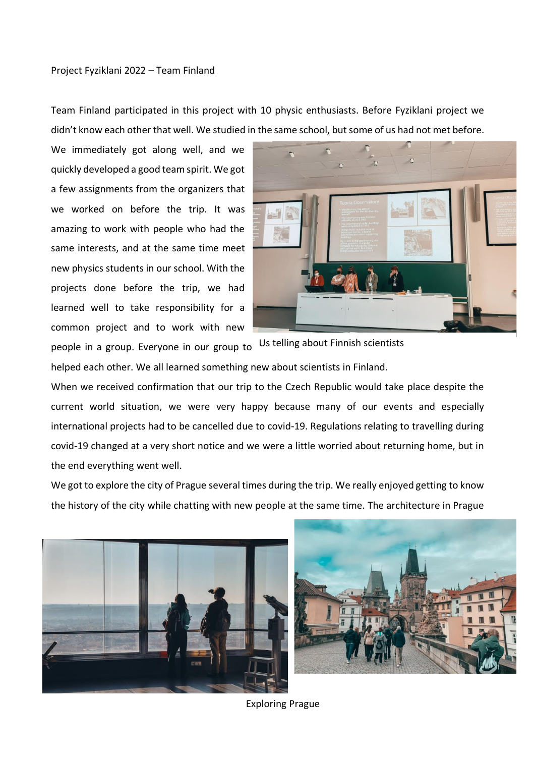Project Fyziklani 2022 – Team Finland

Team Finland participated in this project with 10 physic enthusiasts. Before Fyziklani project we didn't know each other that well. We studied in the same school, but some of us had not met before. We immediately got along well, and we quickly developed a good team spirit. We got a few assignments from the organizers that we worked on before the trip. It was amazing to work with people who had the same interests, and at the same time meet new physics students in our school. With the projects done before the trip, we had learned well to take responsibility for a common project and to work with new people in a group. Everyone in our group to helped each other. We all learned something new about scientists in Finland.

Us telling about Finnish scientists

When we received confirmation that our trip to the Czech Republic would take place despite the current world situation, we were very happy because many of our events and especially international projects had to be cancelled due to covid-19. Regulations relating to travelling during covid-19 changed at a very short notice and we were a little worried about returning home, but in the end everything went well.

We got to explore the city of Prague several times during the trip. We really enjoyed getting to know the history of the city while chatting with new people at the same time. The architecture in Prague

Exploring Prague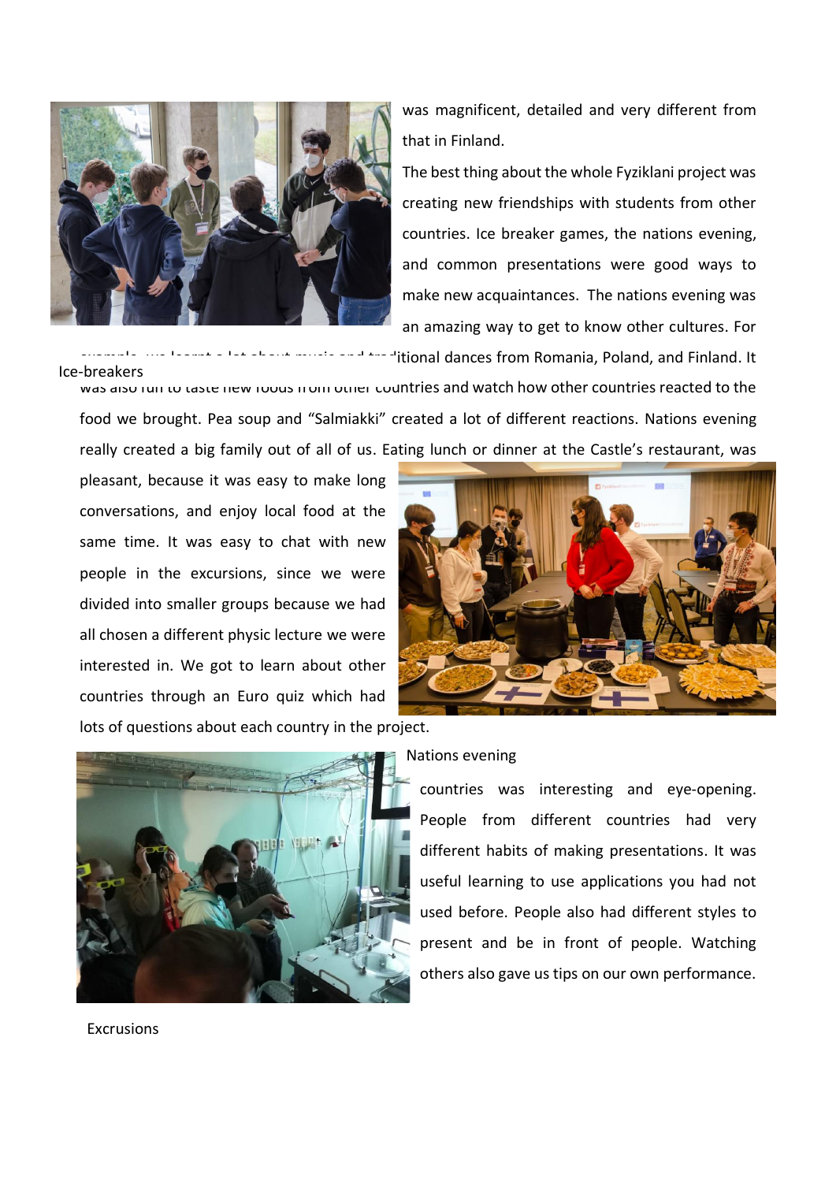was magnificent, detailed and very different from that in Finland.

The best thing about the whole Fyziklani project was creating new friendships with students from other countries. Ice breaker games, the nations evening, and common presentations were good ways to make new acquaintances. The nations evening was an amazing way to get to know other cultures. For example, we learnt a lot about music and traditional dances from Romania, Poland, and Finland. It was also fun to taste new foods from other countries and watch how other countries reacted to the food we brought. Pea soup and "Salmiakki" created a lot of different reactions. Nations evening really created a big family out of all of us. Eating lunch or dinner at the Castle's restaurant, was pleasant, because it was easy to make long conversations, and enjoy local food at the same time. It was easy to chat with new people in the excursions, since we were divided into smaller groups because we had all chosen a different physic lecture we were interested in. We got to learn about other countries through an Euro quiz which had lots of questions about each country in the project.

Ice-breakers

Nations evening

countries was interesting and eye-opening. People from different countries had very different habits of making presentations. It was useful learning to use applications you had not used before. People also had different styles to present and be in front of people. Watching others also gave us tips on our own performance.

Excursions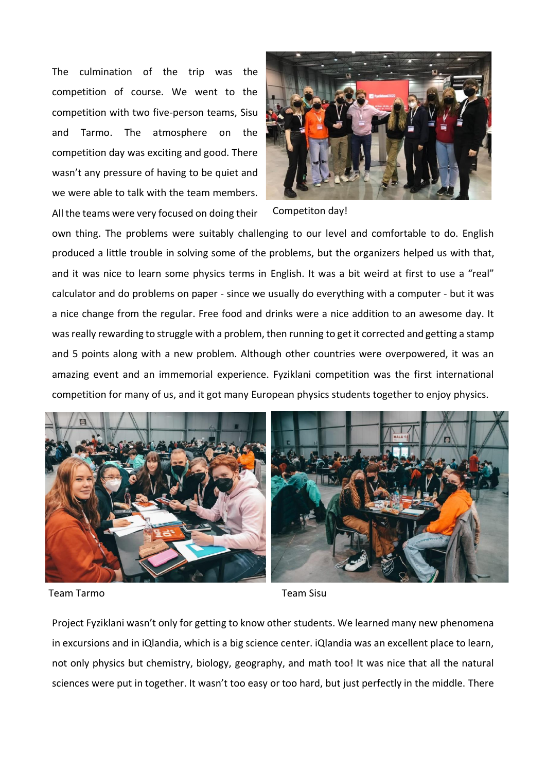The culmination of the trip was the competition of course. We went to the competition with two five-person teams, Sisu and Tarmo. The atmosphere on the competition day was exciting and good. There wasn't any pressure of having to be quiet and we were able to talk with the team members. All the teams were very focused on doing their own thing. The problems were suitably challenging to our level and comfortable to do. English produced a little trouble in solving some of the problems, but the organizers helped us with that, and it was nice to learn some physics terms in English. It was a bit weird at first to use a "real" calculator and do problems on paper - since we usually do everything with a computer - but it was a nice change from the regular. Free food and drinks were a nice addition to an awesome day. It was really rewarding to struggle with a problem, then running to get it corrected and getting a stamp and 5 points along with a new problem. Although other countries were overpowered, it was an amazing event and an immemorial experience. Fyziklani competition was the first international competition for many of us, and it got many European physics students together to enjoy physics.

Competiton day!

Team Tarmo

Team Sisu

Project Fyziklani wasn't only for getting to know other students. We learned many new phenomena in excursions and in iQlandia, which is a big science center. iQlandia was an excellent place to learn, not only physics but chemistry, biology, geography, and math too! It was nice that all the natural sciences were put in together. It wasn't too easy or too hard, but just perfectly in the middle. There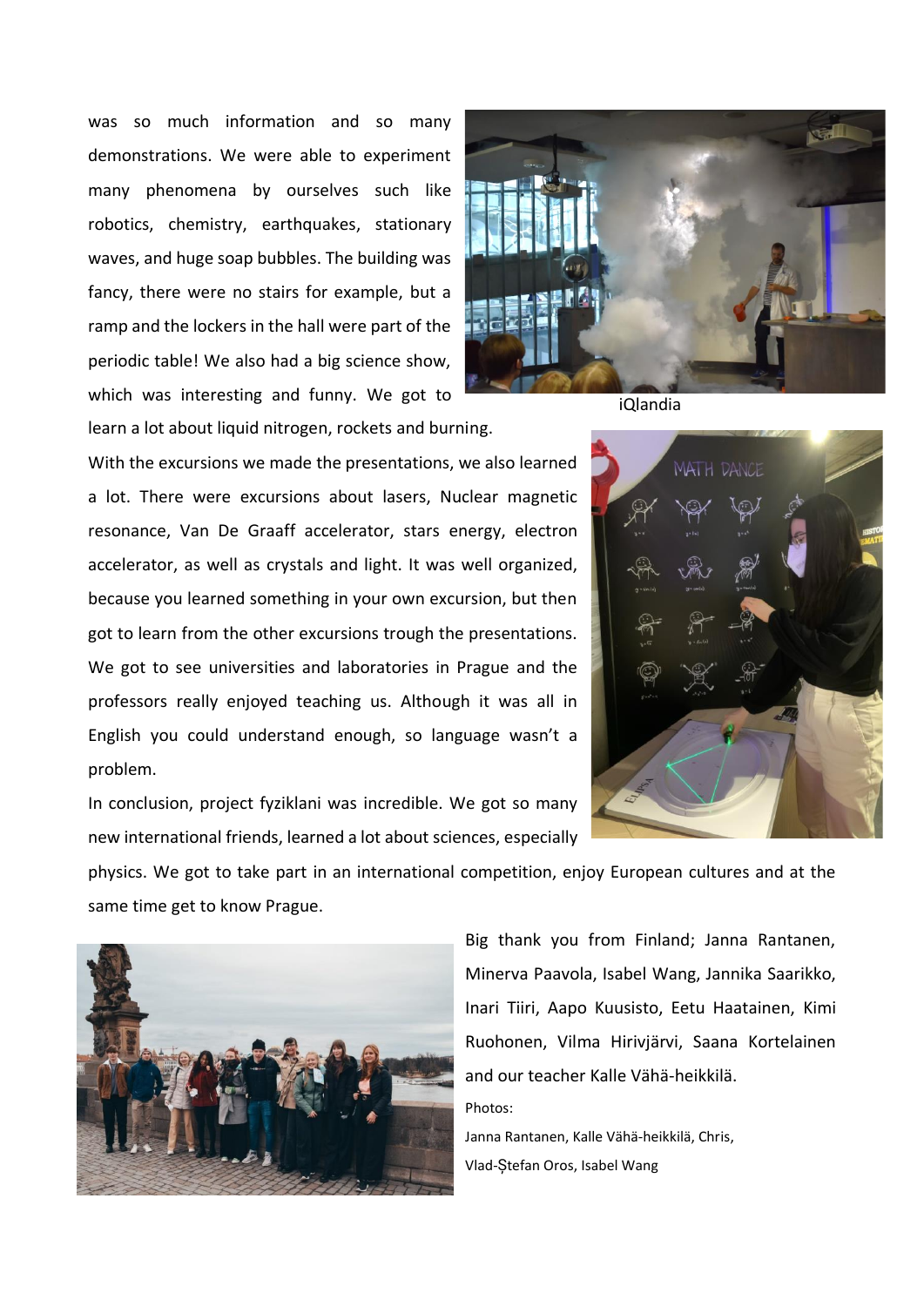was so much information and so many demonstrations. We were able to experiment many phenomena by ourselves such like robotics, chemistry, earthquakes, stationary waves, and huge soap bubbles. The building was fancy, there were no stairs for example, but a ramp and the lockers in the hall were part of the periodic table! We also had a big science show, which was interesting and funny. We got to learn a lot about liquid nitrogen, rockets and burning.

iQlandia

With the excursions we made the presentations, we also learned a lot. There were excursions about lasers, Nuclear magnetic resonance, Van De Graaff accelerator, stars energy, electron accelerator, as well as crystals and light. It was well organized, because you learned something in your own excursion, but then got to learn from the other excursions trough the presentations. We got to see universities and laboratories in Prague and the professors really enjoyed teaching us. Although it was all in English you could understand enough, so language wasn't a problem.

In conclusion, project fyziklani was incredible. We got so many new international friends, learned a lot about sciences, especially physics. We got to take part in an international competition, enjoy European cultures and at the same time get to know Prague.

Big thank you from Finland; Janna Rantanen, Minerva Paavola, Isabel Wang, Jannika Saarikko, Inari Tiiri, Aapo Kuusisto, Eetu Haatainen, Kimi Ruohonen, Vilma Hirivjärvi, Saana Kortelainen and our teacher Kalle Vähä-heikkilä.

Photos:

Janna Rantanen, Kalle Vähä-heikkilä, Chris, Vlad-Ștefan Oros, Isabel Wang